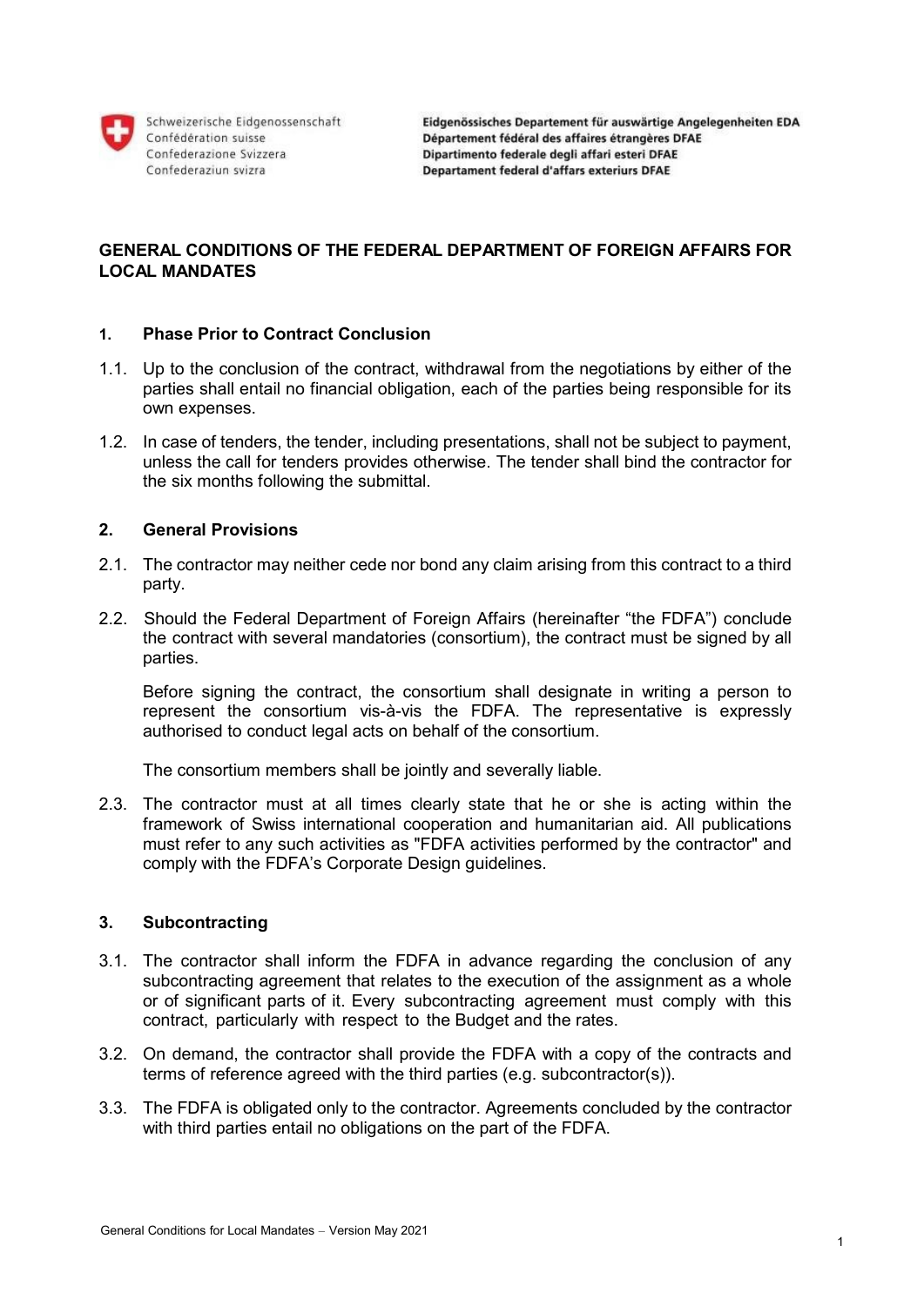Schweizerische Eidgenossenschaft
Confédération suisse
Confederazione Svizzera
Confederaziun svizra

**Eidgenössisches Departement für auswärtige Angelegenheiten EDA**
**Département fédéral des affaires étrangères DFAE**
**Dipartimento federale degli affari esteri DFAE**
**Departament federal d'affars exteriurs DFAE**

# GENERAL CONDITIONS OF THE FEDERAL DEPARTMENT OF FOREIGN AFFAIRS FOR LOCAL MANDATES

## 1. Phase Prior to Contract Conclusion

1.1. Up to the conclusion of the contract, withdrawal from the negotiations by either of the parties shall entail no financial obligation, each of the parties being responsible for its own expenses.

1.2. In case of tenders, the tender, including presentations, shall not be subject to payment, unless the call for tenders provides otherwise. The tender shall bind the contractor for the six months following the submittal.

## 2. General Provisions

2.1. The contractor may neither cede nor bond any claim arising from this contract to a third party.

2.2. Should the Federal Department of Foreign Affairs (hereinafter "the FDFA") conclude the contract with several mandatories (consortium), the contract must be signed by all parties.

Before signing the contract, the consortium shall designate in writing a person to represent the consortium vis-à-vis the FDFA. The representative is expressly authorised to conduct legal acts on behalf of the consortium.

The consortium members shall be jointly and severally liable.

2.3. The contractor must at all times clearly state that he or she is acting within the framework of Swiss international cooperation and humanitarian aid. All publications must refer to any such activities as "FDFA activities performed by the contractor" and comply with the FDFA's Corporate Design guidelines.

## 3. Subcontracting

3.1. The contractor shall inform the FDFA in advance regarding the conclusion of any subcontracting agreement that relates to the execution of the assignment as a whole or of significant parts of it. Every subcontracting agreement must comply with this contract, particularly with respect to the Budget and the rates.

3.2. On demand, the contractor shall provide the FDFA with a copy of the contracts and terms of reference agreed with the third parties (e.g. subcontractor(s)).

3.3. The FDFA is obligated only to the contractor. Agreements concluded by the contractor with third parties entail no obligations on the part of the FDFA.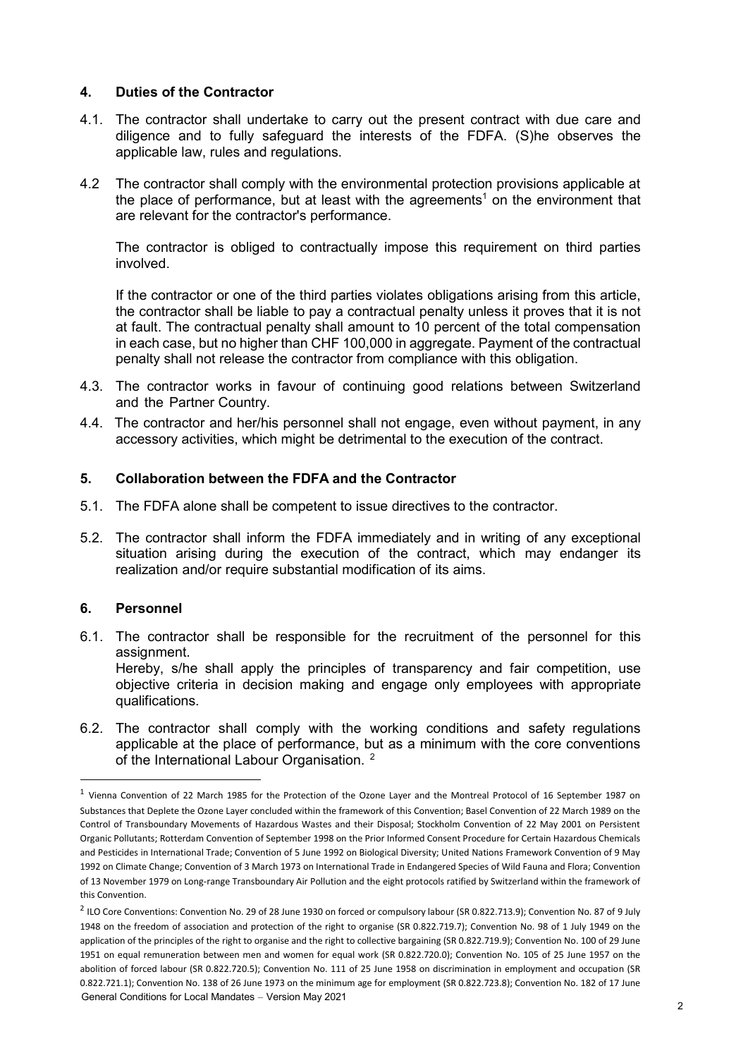## 4. Duties of the Contractor

4.1. The contractor shall undertake to carry out the present contract with due care and diligence and to fully safeguard the interests of the FDFA. (S)he observes the applicable law, rules and regulations.

4.2 The contractor shall comply with the environmental protection provisions applicable at the place of performance, but at least with the agreements[1] on the environment that are relevant for the contractor's performance.

The contractor is obliged to contractually impose this requirement on third parties involved.

If the contractor or one of the third parties violates obligations arising from this article, the contractor shall be liable to pay a contractual penalty unless it proves that it is not at fault. The contractual penalty shall amount to 10 percent of the total compensation in each case, but no higher than CHF 100,000 in aggregate. Payment of the contractual penalty shall not release the contractor from compliance with this obligation.

4.3. The contractor works in favour of continuing good relations between Switzerland and the Partner Country.

4.4. The contractor and her/his personnel shall not engage, even without payment, in any accessory activities, which might be detrimental to the execution of the contract.

## 5. Collaboration between the FDFA and the Contractor

5.1. The FDFA alone shall be competent to issue directives to the contractor.

5.2. The contractor shall inform the FDFA immediately and in writing of any exceptional situation arising during the execution of the contract, which may endanger its realization and/or require substantial modification of its aims.

## 6. Personnel

6.1. The contractor shall be responsible for the recruitment of the personnel for this assignment.
Hereby, s/he shall apply the principles of transparency and fair competition, use objective criteria in decision making and engage only employees with appropriate qualifications.

6.2. The contractor shall comply with the working conditions and safety regulations applicable at the place of performance, but as a minimum with the core conventions of the International Labour Organisation. [2]

---

[1] Vienna Convention of 22 March 1985 for the Protection of the Ozone Layer and the Montreal Protocol of 16 September 1987 on Substances that Deplete the Ozone Layer concluded within the framework of this Convention; Basel Convention of 22 March 1989 on the Control of Transboundary Movements of Hazardous Wastes and their Disposal; Stockholm Convention of 22 May 2001 on Persistent Organic Pollutants; Rotterdam Convention of September 1998 on the Prior Informed Consent Procedure for Certain Hazardous Chemicals and Pesticides in International Trade; Convention of 5 June 1992 on Biological Diversity; United Nations Framework Convention of 9 May 1992 on Climate Change; Convention of 3 March 1973 on International Trade in Endangered Species of Wild Fauna and Flora; Convention of 13 November 1979 on Long-range Transboundary Air Pollution and the eight protocols ratified by Switzerland within the framework of this Convention.

[2] ILO Core Conventions: Convention No. 29 of 28 June 1930 on forced or compulsory labour (SR 0.822.713.9); Convention No. 87 of 9 July 1948 on the freedom of association and protection of the right to organise (SR 0.822.719.7); Convention No. 98 of 1 July 1949 on the application of the principles of the right to organise and the right to collective bargaining (SR 0.822.719.9); Convention No. 100 of 29 June 1951 on equal remuneration between men and women for equal work (SR 0.822.720.0); Convention No. 105 of 25 June 1957 on the abolition of forced labour (SR 0.822.720.5); Convention No. 111 of 25 June 1958 on discrimination in employment and occupation (SR 0.822.721.1); Convention No. 138 of 26 June 1973 on the minimum age for employment (SR 0.822.723.8); Convention No. 182 of 17 June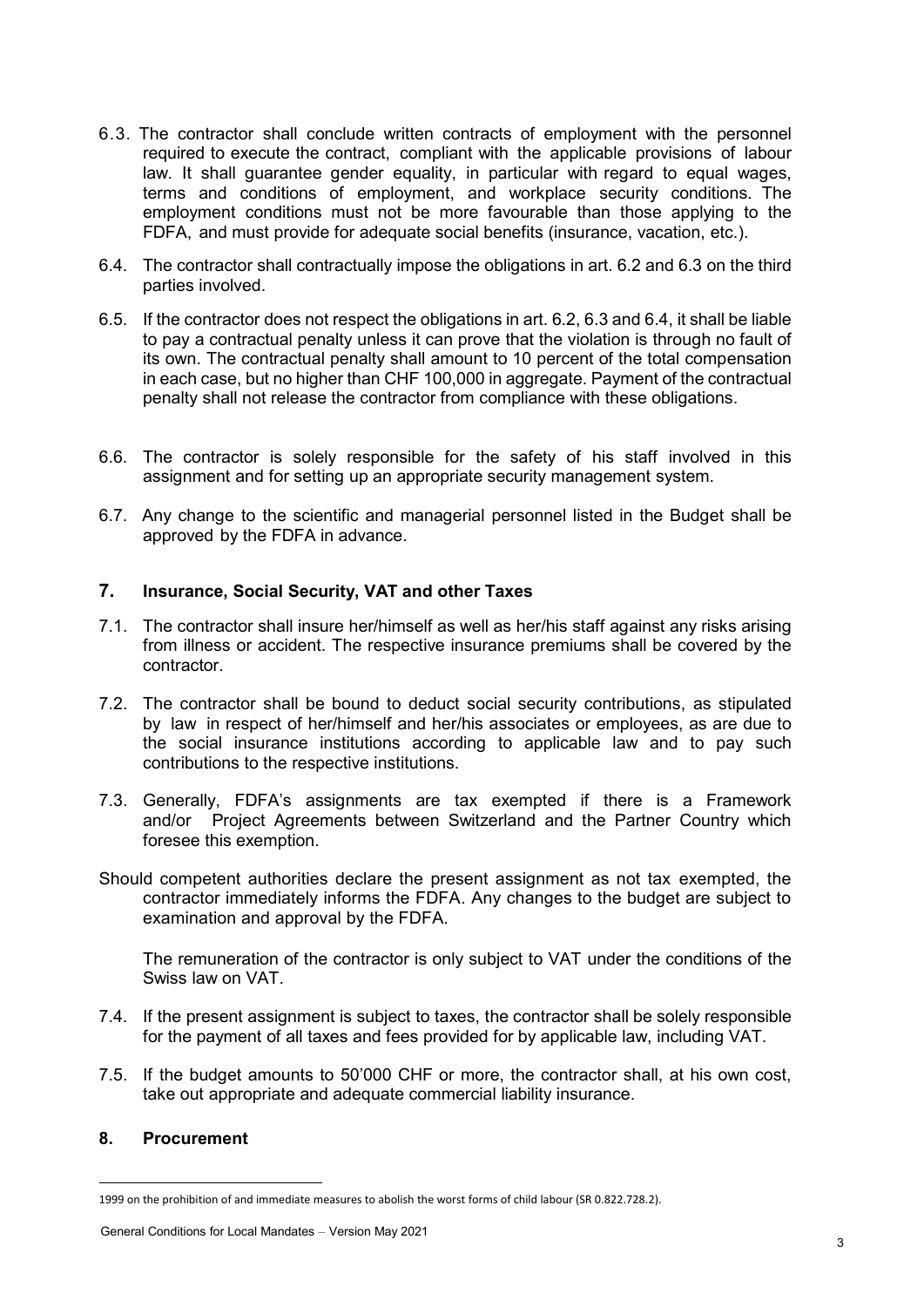6.3. The contractor shall conclude written contracts of employment with the personnel required to execute the contract, compliant with the applicable provisions of labour law. It shall guarantee gender equality, in particular with regard to equal wages, terms and conditions of employment, and workplace security conditions. The employment conditions must not be more favourable than those applying to the FDFA, and must provide for adequate social benefits (insurance, vacation, etc.).

6.4. The contractor shall contractually impose the obligations in art. 6.2 and 6.3 on the third parties involved.

6.5. If the contractor does not respect the obligations in art. 6.2, 6.3 and 6.4, it shall be liable to pay a contractual penalty unless it can prove that the violation is through no fault of its own. The contractual penalty shall amount to 10 percent of the total compensation in each case, but no higher than CHF 100,000 in aggregate. Payment of the contractual penalty shall not release the contractor from compliance with these obligations.

6.6. The contractor is solely responsible for the safety of his staff involved in this assignment and for setting up an appropriate security management system.

6.7. Any change to the scientific and managerial personnel listed in the Budget shall be approved by the FDFA in advance.

## 7. Insurance, Social Security, VAT and other Taxes

7.1. The contractor shall insure her/himself as well as her/his staff against any risks arising from illness or accident. The respective insurance premiums shall be covered by the contractor.

7.2. The contractor shall be bound to deduct social security contributions, as stipulated by law in respect of her/himself and her/his associates or employees, as are due to the social insurance institutions according to applicable law and to pay such contributions to the respective institutions.

7.3. Generally, FDFA's assignments are tax exempted if there is a Framework and/or Project Agreements between Switzerland and the Partner Country which foresee this exemption.

Should competent authorities declare the present assignment as not tax exempted, the contractor immediately informs the FDFA. Any changes to the budget are subject to examination and approval by the FDFA.

The remuneration of the contractor is only subject to VAT under the conditions of the Swiss law on VAT.

7.4. If the present assignment is subject to taxes, the contractor shall be solely responsible for the payment of all taxes and fees provided for by applicable law, including VAT.

7.5. If the budget amounts to 50'000 CHF or more, the contractor shall, at his own cost, take out appropriate and adequate commercial liability insurance.

## 8. Procurement

1999 on the prohibition of and immediate measures to abolish the worst forms of child labour (SR 0.822.728.2).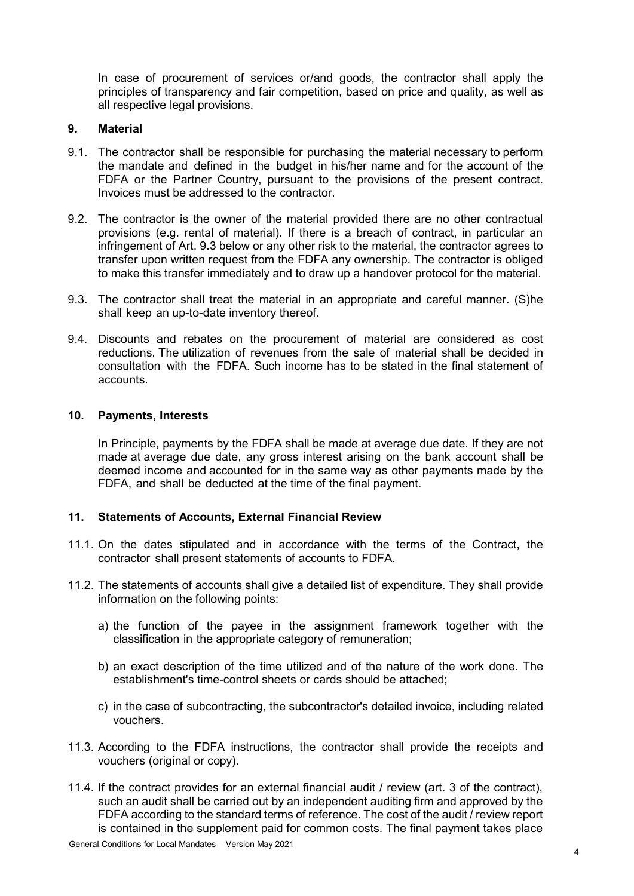In case of procurement of services or/and goods, the contractor shall apply the principles of transparency and fair competition, based on price and quality, as well as all respective legal provisions.

## 9. Material

9.1. The contractor shall be responsible for purchasing the material necessary to perform the mandate and defined in the budget in his/her name and for the account of the FDFA or the Partner Country, pursuant to the provisions of the present contract. Invoices must be addressed to the contractor.

9.2. The contractor is the owner of the material provided there are no other contractual provisions (e.g. rental of material). If there is a breach of contract, in particular an infringement of Art. 9.3 below or any other risk to the material, the contractor agrees to transfer upon written request from the FDFA any ownership. The contractor is obliged to make this transfer immediately and to draw up a handover protocol for the material.

9.3. The contractor shall treat the material in an appropriate and careful manner. (S)he shall keep an up-to-date inventory thereof.

9.4. Discounts and rebates on the procurement of material are considered as cost reductions. The utilization of revenues from the sale of material shall be decided in consultation with the FDFA. Such income has to be stated in the final statement of accounts.

## 10. Payments, Interests

In Principle, payments by the FDFA shall be made at average due date. If they are not made at average due date, any gross interest arising on the bank account shall be deemed income and accounted for in the same way as other payments made by the FDFA, and shall be deducted at the time of the final payment.

## 11. Statements of Accounts, External Financial Review

11.1. On the dates stipulated and in accordance with the terms of the Contract, the contractor shall present statements of accounts to FDFA.

11.2. The statements of accounts shall give a detailed list of expenditure. They shall provide information on the following points:

a) the function of the payee in the assignment framework together with the classification in the appropriate category of remuneration;

b) an exact description of the time utilized and of the nature of the work done. The establishment's time-control sheets or cards should be attached;

c) in the case of subcontracting, the subcontractor's detailed invoice, including related vouchers.

11.3. According to the FDFA instructions, the contractor shall provide the receipts and vouchers (original or copy).

11.4. If the contract provides for an external financial audit / review (art. 3 of the contract), such an audit shall be carried out by an independent auditing firm and approved by the FDFA according to the standard terms of reference. The cost of the audit / review report is contained in the supplement paid for common costs. The final payment takes place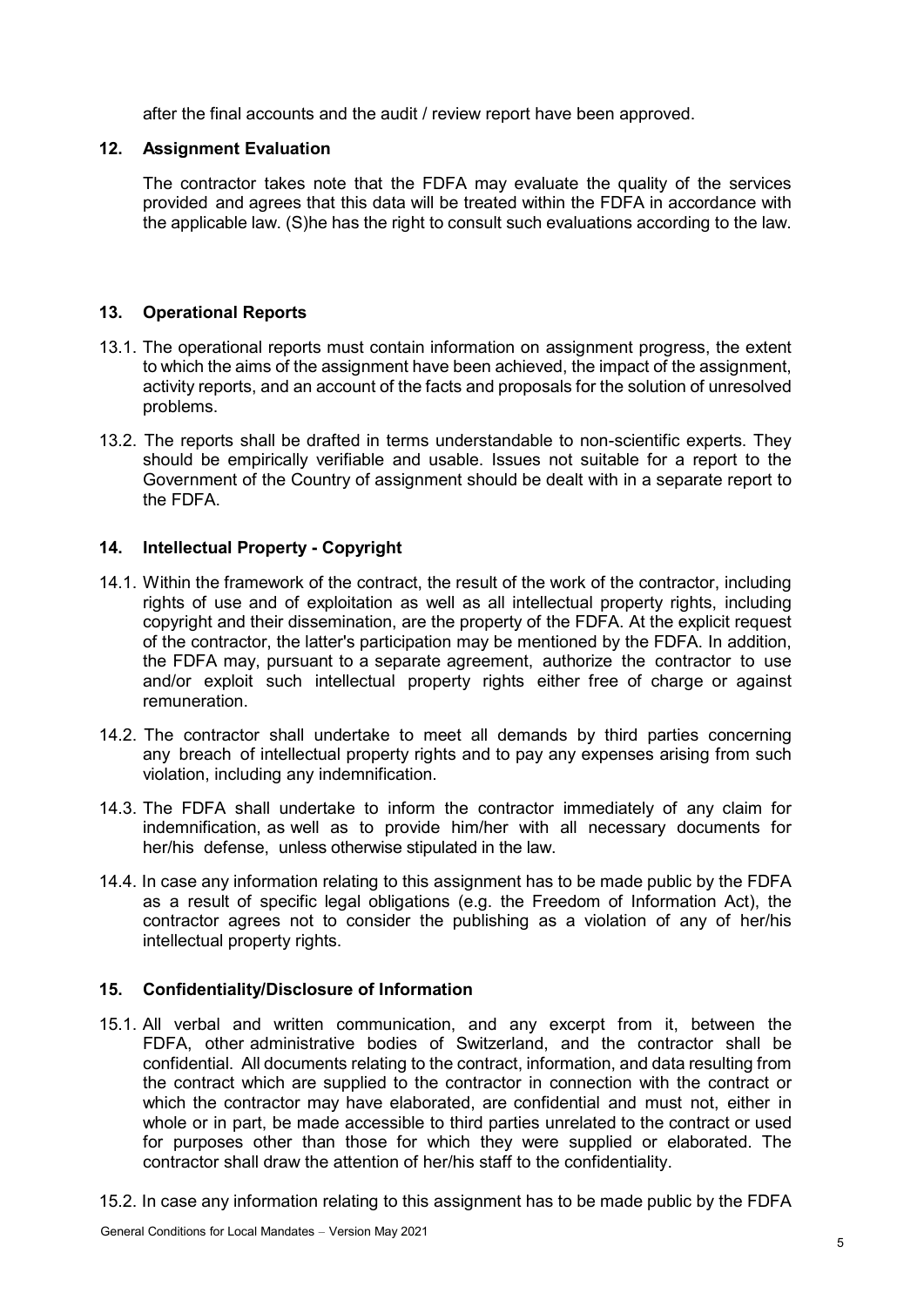after the final accounts and the audit / review report have been approved.

## 12. Assignment Evaluation

The contractor takes note that the FDFA may evaluate the quality of the services provided and agrees that this data will be treated within the FDFA in accordance with the applicable law. (S)he has the right to consult such evaluations according to the law.

## 13. Operational Reports

13.1. The operational reports must contain information on assignment progress, the extent to which the aims of the assignment have been achieved, the impact of the assignment, activity reports, and an account of the facts and proposals for the solution of unresolved problems.

13.2. The reports shall be drafted in terms understandable to non-scientific experts. They should be empirically verifiable and usable. Issues not suitable for a report to the Government of the Country of assignment should be dealt with in a separate report to the FDFA.

## 14. Intellectual Property - Copyright

14.1. Within the framework of the contract, the result of the work of the contractor, including rights of use and of exploitation as well as all intellectual property rights, including copyright and their dissemination, are the property of the FDFA. At the explicit request of the contractor, the latter's participation may be mentioned by the FDFA. In addition, the FDFA may, pursuant to a separate agreement, authorize the contractor to use and/or exploit such intellectual property rights either free of charge or against remuneration.

14.2. The contractor shall undertake to meet all demands by third parties concerning any breach of intellectual property rights and to pay any expenses arising from such violation, including any indemnification.

14.3. The FDFA shall undertake to inform the contractor immediately of any claim for indemnification, as well as to provide him/her with all necessary documents for her/his defense, unless otherwise stipulated in the law.

14.4. In case any information relating to this assignment has to be made public by the FDFA as a result of specific legal obligations (e.g. the Freedom of Information Act), the contractor agrees not to consider the publishing as a violation of any of her/his intellectual property rights.

## 15. Confidentiality/Disclosure of Information

15.1. All verbal and written communication, and any excerpt from it, between the FDFA, other administrative bodies of Switzerland, and the contractor shall be confidential. All documents relating to the contract, information, and data resulting from the contract which are supplied to the contractor in connection with the contract or which the contractor may have elaborated, are confidential and must not, either in whole or in part, be made accessible to third parties unrelated to the contract or used for purposes other than those for which they were supplied or elaborated. The contractor shall draw the attention of her/his staff to the confidentiality.

15.2. In case any information relating to this assignment has to be made public by the FDFA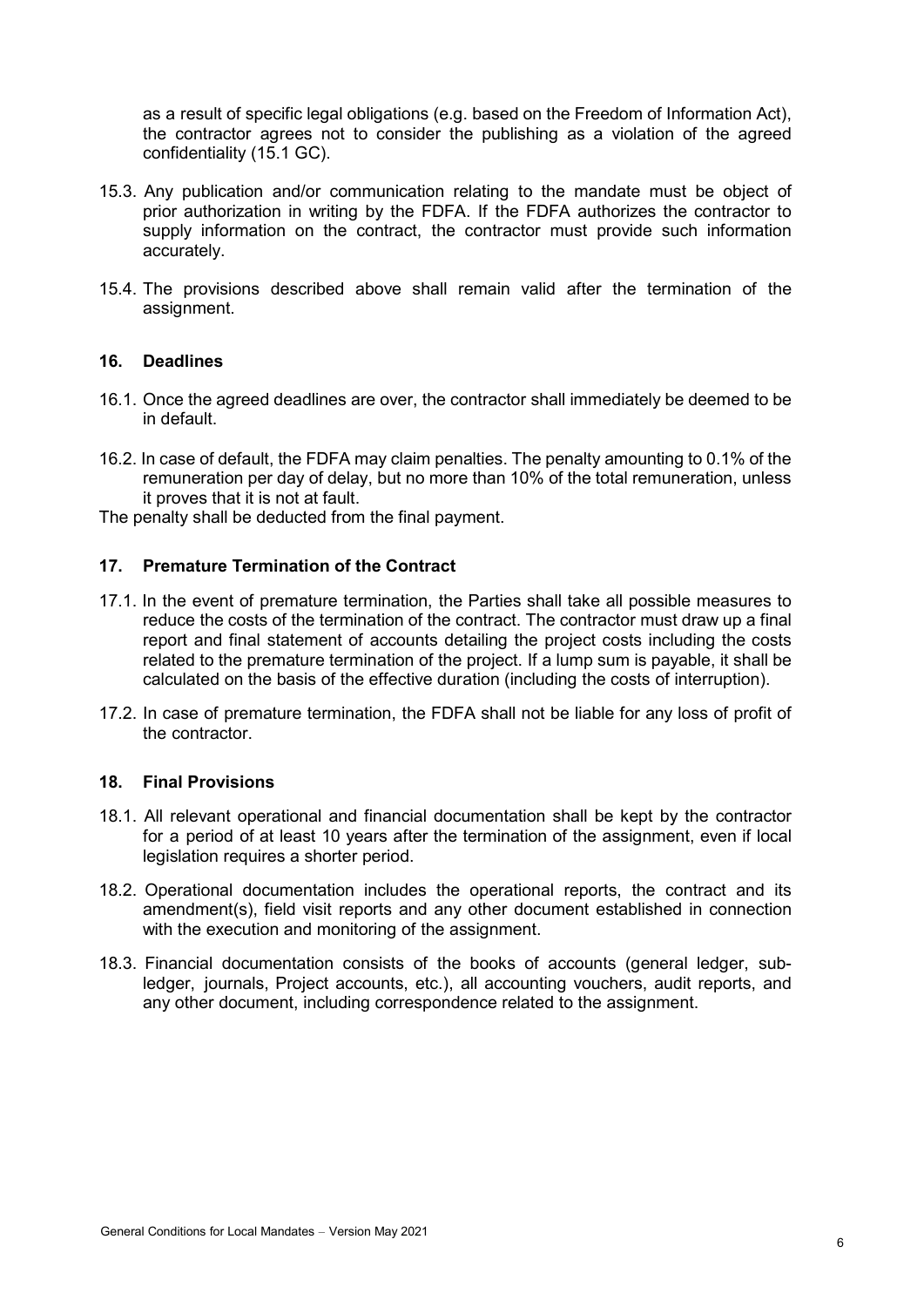as a result of specific legal obligations (e.g. based on the Freedom of Information Act), the contractor agrees not to consider the publishing as a violation of the agreed confidentiality (15.1 GC).

15.3. Any publication and/or communication relating to the mandate must be object of prior authorization in writing by the FDFA. If the FDFA authorizes the contractor to supply information on the contract, the contractor must provide such information accurately.

15.4. The provisions described above shall remain valid after the termination of the assignment.

## 16. Deadlines

16.1. Once the agreed deadlines are over, the contractor shall immediately be deemed to be in default.

16.2. In case of default, the FDFA may claim penalties. The penalty amounting to 0.1% of the remuneration per day of delay, but no more than 10% of the total remuneration, unless it proves that it is not at fault.

The penalty shall be deducted from the final payment.

## 17. Premature Termination of the Contract

17.1. In the event of premature termination, the Parties shall take all possible measures to reduce the costs of the termination of the contract. The contractor must draw up a final report and final statement of accounts detailing the project costs including the costs related to the premature termination of the project. If a lump sum is payable, it shall be calculated on the basis of the effective duration (including the costs of interruption).

17.2. In case of premature termination, the FDFA shall not be liable for any loss of profit of the contractor.

## 18. Final Provisions

18.1. All relevant operational and financial documentation shall be kept by the contractor for a period of at least 10 years after the termination of the assignment, even if local legislation requires a shorter period.

18.2. Operational documentation includes the operational reports, the contract and its amendment(s), field visit reports and any other document established in connection with the execution and monitoring of the assignment.

18.3. Financial documentation consists of the books of accounts (general ledger, sub-ledger, journals, Project accounts, etc.), all accounting vouchers, audit reports, and any other document, including correspondence related to the assignment.